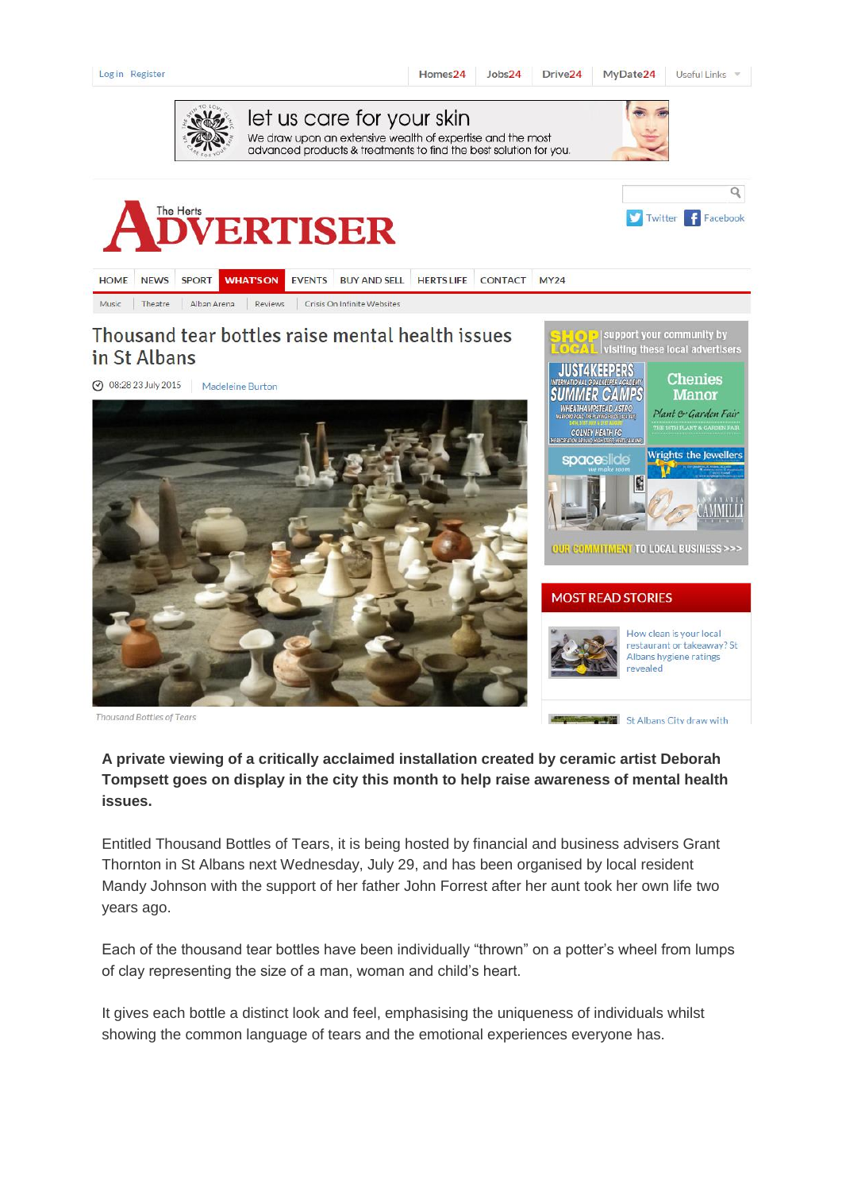# Thousand tear bottles raise mental health issues in St Albans

08:28 23 July 2015 Madeleine Burton

Thousand Bottles of Tears

**A private viewing of a critically acclaimed installation created by ceramic artist Deborah Tompsett goes on display in the city this month to help raise awareness of mental health issues.**

Entitled Thousand Bottles of Tears, it is being hosted by financial and business advisers Grant Thornton in St Albans next Wednesday, July 29, and has been organised by local resident Mandy Johnson with the support of her father John Forrest after her aunt took her own life two years ago.

Each of the thousand tear bottles have been individually "thrown" on a potter's wheel from lumps of clay representing the size of a man, woman and child's heart.

It gives each bottle a distinct look and feel, emphasising the uniqueness of individuals whilst showing the common language of tears and the emotional experiences everyone has.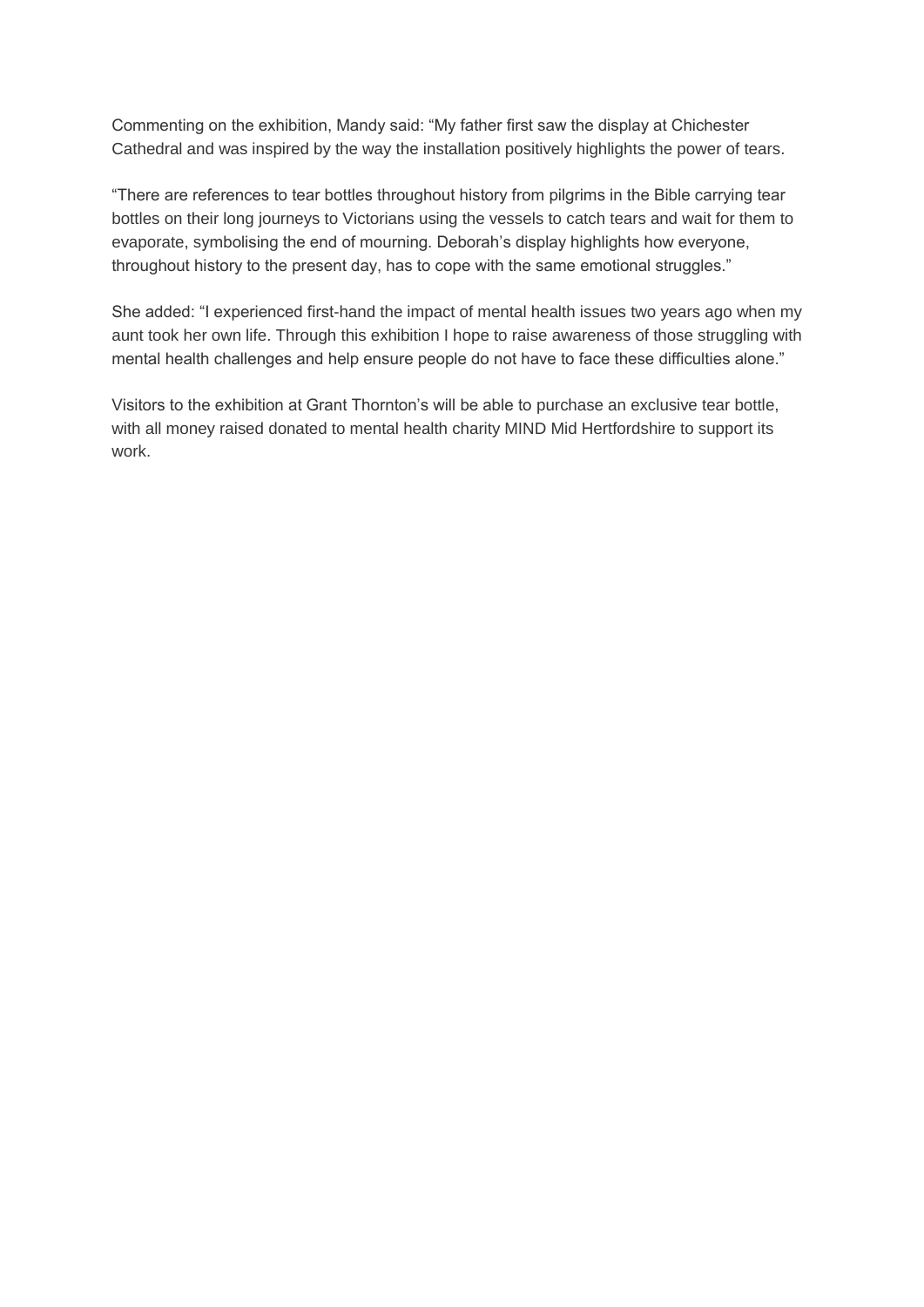Commenting on the exhibition, Mandy said: "My father first saw the display at Chichester Cathedral and was inspired by the way the installation positively highlights the power of tears.

"There are references to tear bottles throughout history from pilgrims in the Bible carrying tear bottles on their long journeys to Victorians using the vessels to catch tears and wait for them to evaporate, symbolising the end of mourning. Deborah's display highlights how everyone, throughout history to the present day, has to cope with the same emotional struggles."

She added: "I experienced first-hand the impact of mental health issues two years ago when my aunt took her own life. Through this exhibition I hope to raise awareness of those struggling with mental health challenges and help ensure people do not have to face these difficulties alone."

Visitors to the exhibition at Grant Thornton's will be able to purchase an exclusive tear bottle, with all money raised donated to mental health charity MIND Mid Hertfordshire to support its work.